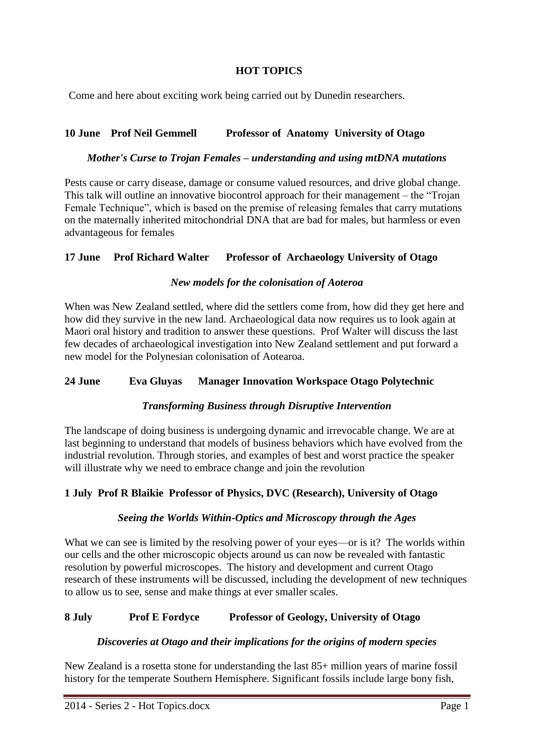# HOT TOPICS

Come and here about exciting work being carried out by Dunedin researchers.

### 10 June Prof Neil Gemmell Professor of Anatomy University of Otago

***Mother's Curse to Trojan Females – understanding and using mtDNA mutations***

Pests cause or carry disease, damage or consume valued resources, and drive global change. This talk will outline an innovative biocontrol approach for their management – the "Trojan Female Technique", which is based on the premise of releasing females that carry mutations on the maternally inherited mitochondrial DNA that are bad for males, but harmless or even advantageous for females

### 17 June Prof Richard Walter Professor of Archaeology University of Otago

***New models for the colonisation of Aoteroa***

When was New Zealand settled, where did the settlers come from, how did they get here and how did they survive in the new land. Archaeological data now requires us to look again at Maori oral history and tradition to answer these questions. Prof Walter will discuss the last few decades of archaeological investigation into New Zealand settlement and put forward a new model for the Polynesian colonisation of Aotearoa.

### 24 June Eva Gluyas Manager Innovation Workspace Otago Polytechnic

***Transforming Business through Disruptive Intervention***

The landscape of doing business is undergoing dynamic and irrevocable change. We are at last beginning to understand that models of business behaviors which have evolved from the industrial revolution. Through stories, and examples of best and worst practice the speaker will illustrate why we need to embrace change and join the revolution

### 1 July Prof R Blaikie Professor of Physics, DVC (Research), University of Otago

***Seeing the Worlds Within-Optics and Microscopy through the Ages***

What we can see is limited by the resolving power of your eyes—or is it? The worlds within our cells and the other microscopic objects around us can now be revealed with fantastic resolution by powerful microscopes. The history and development and current Otago research of these instruments will be discussed, including the development of new techniques to allow us to see, sense and make things at ever smaller scales.

### 8 July Prof E Fordyce Professor of Geology, University of Otago

***Discoveries at Otago and their implications for the origins of modern species***

New Zealand is a rosetta stone for understanding the last 85+ million years of marine fossil history for the temperate Southern Hemisphere. Significant fossils include large bony fish,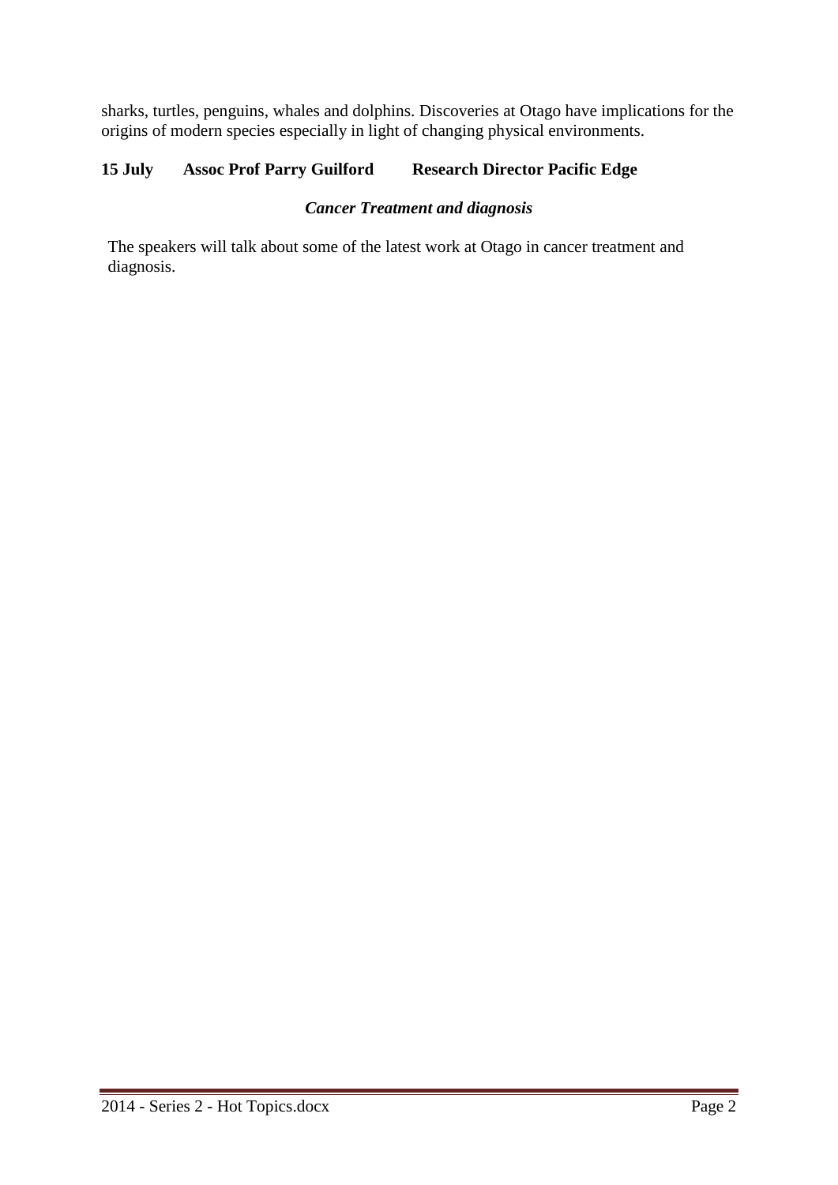sharks, turtles, penguins, whales and dolphins. Discoveries at Otago have implications for the origins of modern species especially in light of changing physical environments.

**15 July Assoc Prof Parry Guilford Research Director Pacific Edge**

***Cancer Treatment and diagnosis***

The speakers will talk about some of the latest work at Otago in cancer treatment and diagnosis.